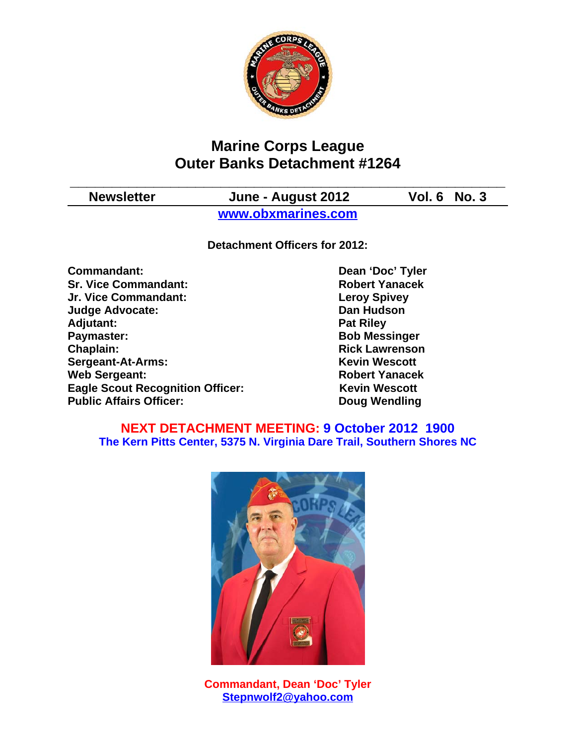# Marine Corps League
# Outer Banks Detachment #1264

| Newsletter | June - August 2012 | Vol. 6 No. 3 |
|---|---|---|

www.obxmarines.com

**Detachment Officers for 2012:**

| | |
|---|---|
| **Commandant:** | **Dean 'Doc' Tyler** |
| **Sr. Vice Commandant:** | **Robert Yanacek** |
| **Jr. Vice Commandant:** | **Leroy Spivey** |
| **Judge Advocate:** | **Dan Hudson** |
| **Adjutant:** | **Pat Riley** |
| **Paymaster:** | **Bob Messinger** |
| **Chaplain:** | **Rick Lawrenson** |
| **Sergeant-At-Arms:** | **Kevin Wescott** |
| **Web Sergeant:** | **Robert Yanacek** |
| **Eagle Scout Recognition Officer:** | **Kevin Wescott** |
| **Public Affairs Officer:** | **Doug Wendling** |

**NEXT DETACHMENT MEETING: 9 October 2012 1900**
**The Kern Pitts Center, 5375 N. Virginia Dare Trail, Southern Shores NC**

**Commandant, Dean 'Doc' Tyler**
**Stepnwolf2@yahoo.com**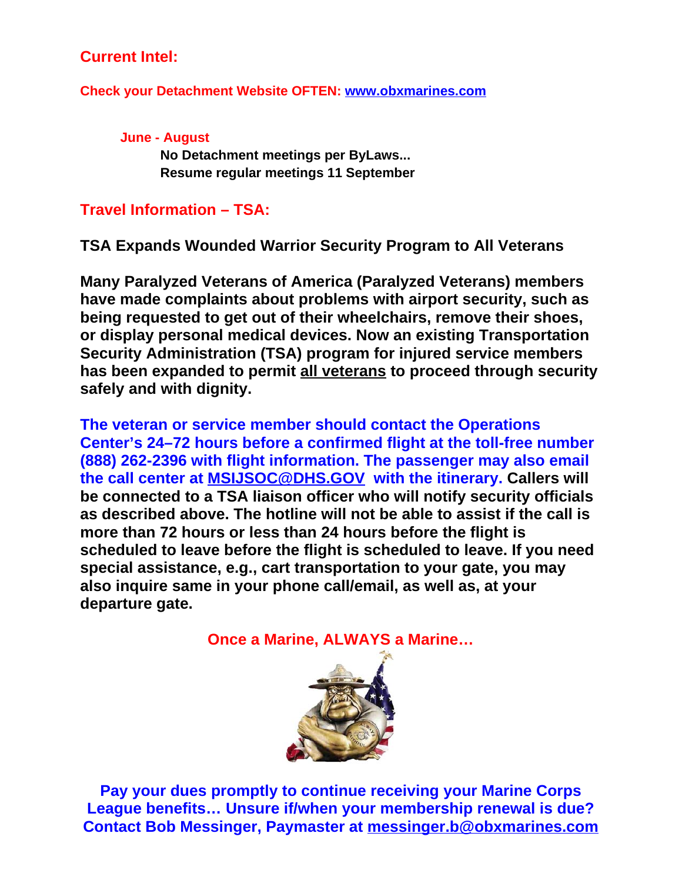## Current Intel:

**Check your Detachment Website OFTEN: www.obxmarines.com**

**June - August**

**No Detachment meetings per ByLaws...**
**Resume regular meetings 11 September**

## Travel Information – TSA:

**TSA Expands Wounded Warrior Security Program to All Veterans**

**Many Paralyzed Veterans of America (Paralyzed Veterans) members have made complaints about problems with airport security, such as being requested to get out of their wheelchairs, remove their shoes, or display personal medical devices. Now an existing Transportation Security Administration (TSA) program for injured service members has been expanded to permit all veterans to proceed through security safely and with dignity.**

**The veteran or service member should contact the Operations Center's 24–72 hours before a confirmed flight at the toll-free number (888) 262-2396 with flight information. The passenger may also email the call center at MSIJSOC@DHS.GOV with the itinerary. Callers will be connected to a TSA liaison officer who will notify security officials as described above. The hotline will not be able to assist if the call is more than 72 hours or less than 24 hours before the flight is scheduled to leave before the flight is scheduled to leave. If you need special assistance, e.g., cart transportation to your gate, you may also inquire same in your phone call/email, as well as, at your departure gate.**

**Once a Marine, ALWAYS a Marine…**

**Pay your dues promptly to continue receiving your Marine Corps League benefits… Unsure if/when your membership renewal is due? Contact Bob Messinger, Paymaster at messinger.b@obxmarines.com**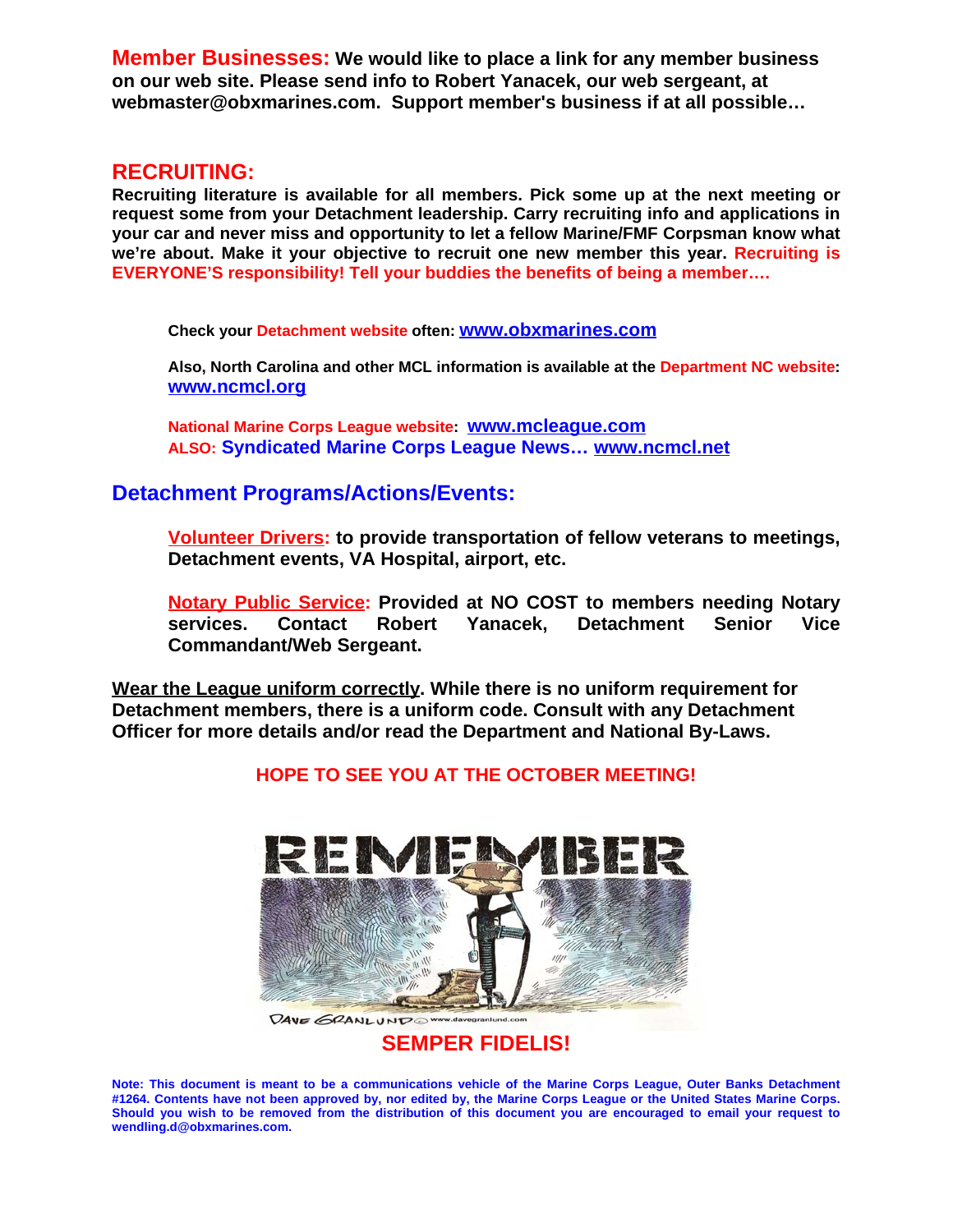**Member Businesses: We would like to place a link for any member business on our web site. Please send info to Robert Yanacek, our web sergeant, at webmaster@obxmarines.com. Support member's business if at all possible…**

## RECRUITING:

**Recruiting literature is available for all members. Pick some up at the next meeting or request some from your Detachment leadership. Carry recruiting info and applications in your car and never miss and opportunity to let a fellow Marine/FMF Corpsman know what we're about. Make it your objective to recruit one new member this year. Recruiting is EVERYONE'S responsibility! Tell your buddies the benefits of being a member….**

**Check your Detachment website often: www.obxmarines.com**

**Also, North Carolina and other MCL information is available at the Department NC website: www.ncmcl.org**

**National Marine Corps League website: www.mcleague.com**
**ALSO: Syndicated Marine Corps League News… www.ncmcl.net**

## Detachment Programs/Actions/Events:

**Volunteer Drivers: to provide transportation of fellow veterans to meetings, Detachment events, VA Hospital, airport, etc.**

**Notary Public Service: Provided at NO COST to members needing Notary services. Contact Robert Yanacek, Detachment Senior Vice Commandant/Web Sergeant.**

**Wear the League uniform correctly. While there is no uniform requirement for Detachment members, there is a uniform code. Consult with any Detachment Officer for more details and/or read the Department and National By-Laws.**

**HOPE TO SEE YOU AT THE OCTOBER MEETING!**

REMEMBER

DAVE GRANLUND www.davegranlund.com

**SEMPER FIDELIS!**

**Note: This document is meant to be a communications vehicle of the Marine Corps League, Outer Banks Detachment #1264. Contents have not been approved by, nor edited by, the Marine Corps League or the United States Marine Corps. Should you wish to be removed from the distribution of this document you are encouraged to email your request to wendling.d@obxmarines.com.**